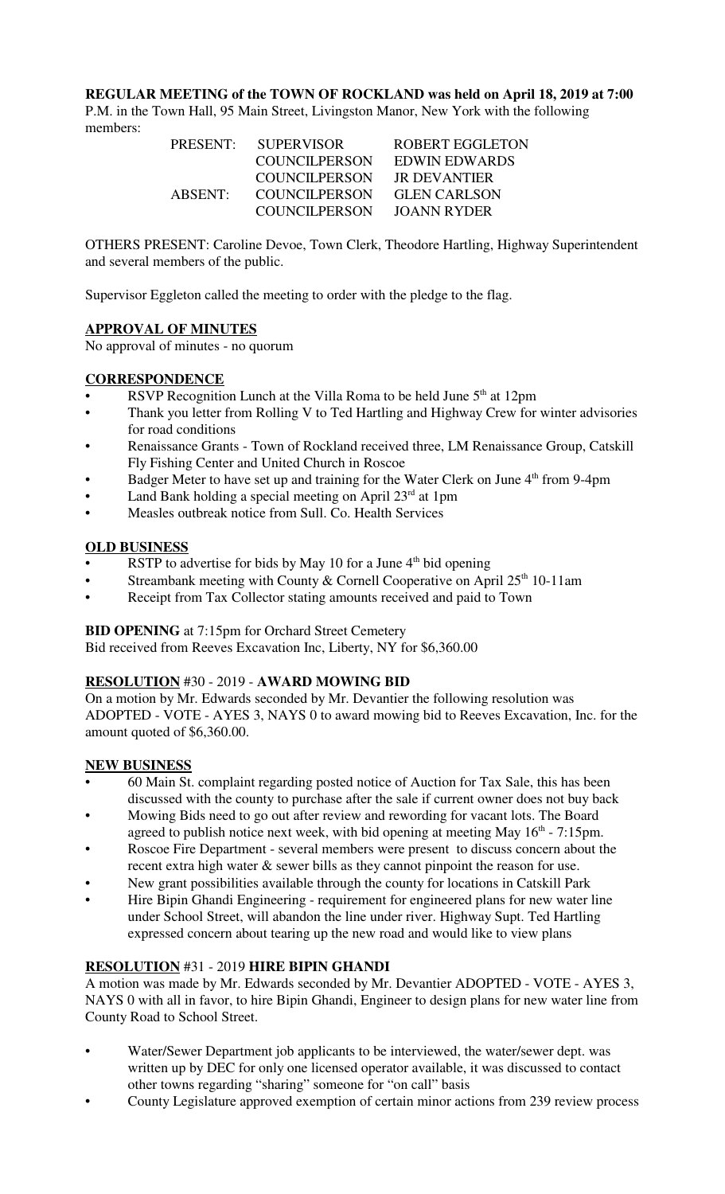**REGULAR MEETING of the TOWN OF ROCKLAND was held on April 18, 2019 at 7:00** P.M. in the Town Hall, 95 Main Street, Livingston Manor, New York with the following members:

| | | |
|---|---|---|
| PRESENT: | SUPERVISOR | ROBERT EGGLETON |
| | COUNCILPERSON | EDWIN EDWARDS |
| | COUNCILPERSON | JR DEVANTIER |
| ABSENT: | COUNCILPERSON | GLEN CARLSON |
| | COUNCILPERSON | JOANN RYDER |

OTHERS PRESENT: Caroline Devoe, Town Clerk, Theodore Hartling, Highway Superintendent and several members of the public.

Supervisor Eggleton called the meeting to order with the pledge to the flag.

**APPROVAL OF MINUTES**

No approval of minutes - no quorum

**CORRESPONDENCE**

- RSVP Recognition Lunch at the Villa Roma to be held June 5th at 12pm
- Thank you letter from Rolling V to Ted Hartling and Highway Crew for winter advisories for road conditions
- Renaissance Grants - Town of Rockland received three, LM Renaissance Group, Catskill Fly Fishing Center and United Church in Roscoe
- Badger Meter to have set up and training for the Water Clerk on June 4th from 9-4pm
- Land Bank holding a special meeting on April 23rd at 1pm
- Measles outbreak notice from Sull. Co. Health Services

**OLD BUSINESS**

- RSTP to advertise for bids by May 10 for a June 4th bid opening
- Streambank meeting with County & Cornell Cooperative on April 25th 10-11am
- Receipt from Tax Collector stating amounts received and paid to Town

**BID OPENING** at 7:15pm for Orchard Street Cemetery

Bid received from Reeves Excavation Inc, Liberty, NY for $6,360.00

**RESOLUTION #30 - 2019 - AWARD MOWING BID**

On a motion by Mr. Edwards seconded by Mr. Devantier the following resolution was ADOPTED - VOTE - AYES 3, NAYS 0 to award mowing bid to Reeves Excavation, Inc. for the amount quoted of $6,360.00.

**NEW BUSINESS**

- 60 Main St. complaint regarding posted notice of Auction for Tax Sale, this has been discussed with the county to purchase after the sale if current owner does not buy back
- Mowing Bids need to go out after review and rewording for vacant lots. The Board agreed to publish notice next week, with bid opening at meeting May 16th - 7:15pm.
- Roscoe Fire Department - several members were present to discuss concern about the recent extra high water & sewer bills as they cannot pinpoint the reason for use.
- New grant possibilities available through the county for locations in Catskill Park
- Hire Bipin Ghandi Engineering - requirement for engineered plans for new water line under School Street, will abandon the line under river. Highway Supt. Ted Hartling expressed concern about tearing up the new road and would like to view plans

**RESOLUTION #31 - 2019 HIRE BIPIN GHANDI**

A motion was made by Mr. Edwards seconded by Mr. Devantier ADOPTED - VOTE - AYES 3, NAYS 0 with all in favor, to hire Bipin Ghandi, Engineer to design plans for new water line from County Road to School Street.

- Water/Sewer Department job applicants to be interviewed, the water/sewer dept. was written up by DEC for only one licensed operator available, it was discussed to contact other towns regarding "sharing" someone for "on call" basis
- County Legislature approved exemption of certain minor actions from 239 review process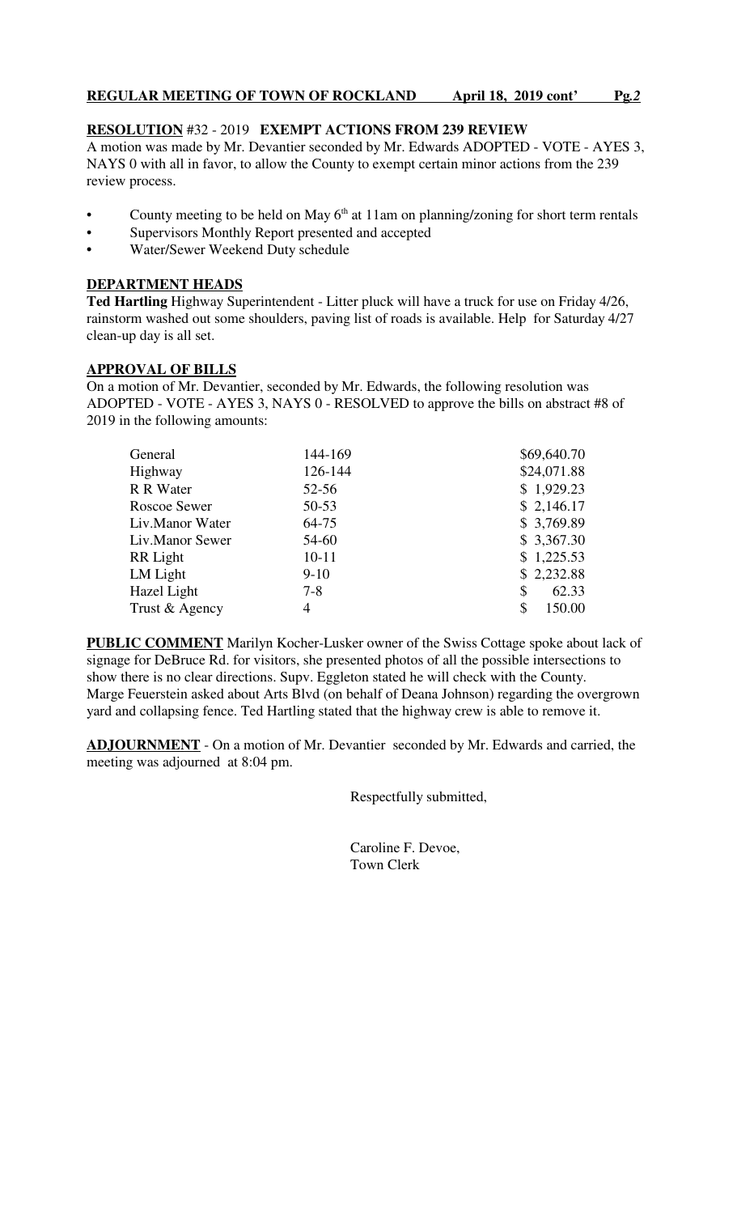**RESOLUTION** #32 - 2019 **EXEMPT ACTIONS FROM 239 REVIEW**
A motion was made by Mr. Devantier seconded by Mr. Edwards ADOPTED - VOTE - AYES 3, NAYS 0 with all in favor, to allow the County to exempt certain minor actions from the 239 review process.

- County meeting to be held on May 6th at 11am on planning/zoning for short term rentals
- Supervisors Monthly Report presented and accepted
- Water/Sewer Weekend Duty schedule

**DEPARTMENT HEADS**

**Ted Hartling** Highway Superintendent - Litter pluck will have a truck for use on Friday 4/26, rainstorm washed out some shoulders, paving list of roads is available. Help for Saturday 4/27 clean-up day is all set.

**APPROVAL OF BILLS**

On a motion of Mr. Devantier, seconded by Mr. Edwards, the following resolution was ADOPTED - VOTE - AYES 3, NAYS 0 - RESOLVED to approve the bills on abstract #8 of 2019 in the following amounts:

| | | |
|---|---|---|
| General | 144-169 | $69,640.70 |
| Highway | 126-144 | $24,071.88 |
| R R Water | 52-56 | $ 1,929.23 |
| Roscoe Sewer | 50-53 | $ 2,146.17 |
| Liv.Manor Water | 64-75 | $ 3,769.89 |
| Liv.Manor Sewer | 54-60 | $ 3,367.30 |
| RR Light | 10-11 | $ 1,225.53 |
| LM Light | 9-10 | $ 2,232.88 |
| Hazel Light | 7-8 | $ 62.33 |
| Trust & Agency | 4 | $ 150.00 |

**PUBLIC COMMENT** Marilyn Kocher-Lusker owner of the Swiss Cottage spoke about lack of signage for DeBruce Rd. for visitors, she presented photos of all the possible intersections to show there is no clear directions. Supv. Eggleton stated he will check with the County. Marge Feuerstein asked about Arts Blvd (on behalf of Deana Johnson) regarding the overgrown yard and collapsing fence. Ted Hartling stated that the highway crew is able to remove it.

**ADJOURNMENT** - On a motion of Mr. Devantier seconded by Mr. Edwards and carried, the meeting was adjourned at 8:04 pm.

Respectfully submitted,

Caroline F. Devoe,
Town Clerk